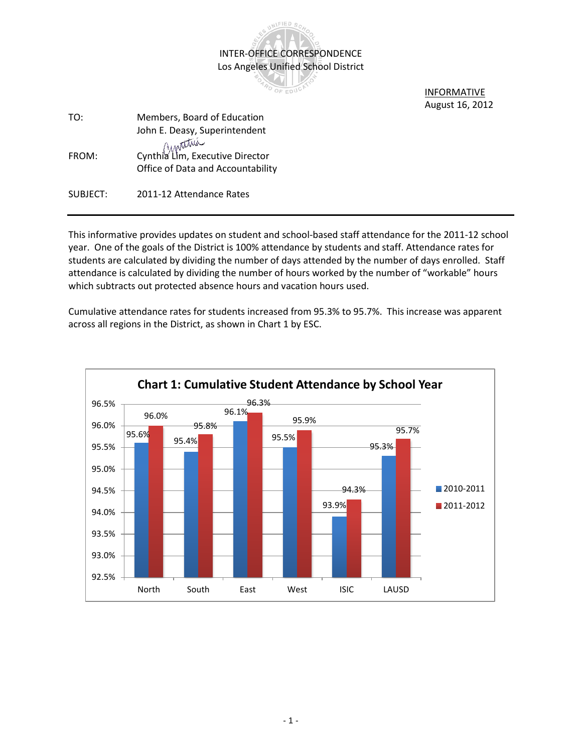INTER-OFFICE CORRESPONDENCE
Los Angeles Unified School District

INFORMATIVE
August 16, 2012

| | |
|---|---|
| TO: | Members, Board of Education<br>John E. Deasy, Superintendent |
| FROM: | Cynthia Lim, Executive Director<br>Office of Data and Accountability |
| SUBJECT: | 2011-12 Attendance Rates |

---

This informative provides updates on student and school-based staff attendance for the 2011-12 school year. One of the goals of the District is 100% attendance by students and staff. Attendance rates for students are calculated by dividing the number of days attended by the number of days enrolled. Staff attendance is calculated by dividing the number of hours worked by the number of "workable" hours which subtracts out protected absence hours and vacation hours used.

Cumulative attendance rates for students increased from 95.3% to 95.7%. This increase was apparent across all regions in the District, as shown in Chart 1 by ESC.

**Chart 1: Cumulative Student Attendance by School Year**

| | North | South | East | West | ISIC | LAUSD |
|---|---|---|---|---|---|---|
| 2010-2011 | 95.6% | 95.4% | 96.1% | 95.5% | 93.9% | 95.3% |
| 2011-2012 | 96.0% | 95.8% | 96.3% | 95.9% | 94.3% | 95.7% |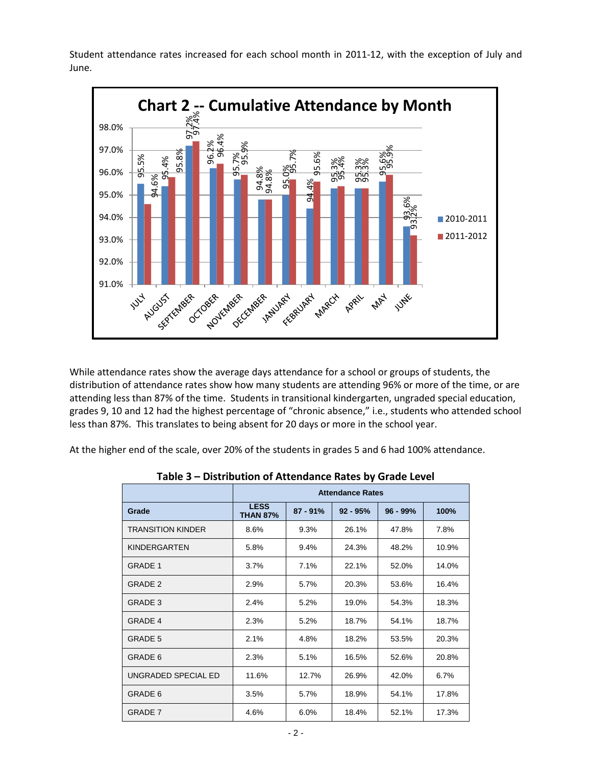Student attendance rates increased for each school month in 2011-12, with the exception of July and June.

**Chart 2 -- Cumulative Attendance by Month**

| Month | 2010-2011 | 2011-2012 |
|---|---|---|
| JULY | 95.5% | 94.6% |
| AUGUST | 95.4% | 95.8% |
| SEPTEMBER | 97.2% | 97.4% |
| OCTOBER | 96.2% | 96.4% |
| NOVEMBER | 95.7% | 95.9% |
| DECEMBER | 94.8% | 94.8% |
| JANUARY | 95.0% | 95.7% |
| FEBRUARY | 94.4% | 95.6% |
| MARCH | 95.3% | 95.4% |
| APRIL | 95.3% | 95.3% |
| MAY | 95.6% | 95.9% |
| JUNE | 93.6% | 93.2% |

While attendance rates show the average days attendance for a school or groups of students, the distribution of attendance rates show how many students are attending 96% or more of the time, or are attending less than 87% of the time. Students in transitional kindergarten, ungraded special education, grades 9, 10 and 12 had the highest percentage of "chronic absence," i.e., students who attended school less than 87%. This translates to being absent for 20 days or more in the school year.

At the higher end of the scale, over 20% of the students in grades 5 and 6 had 100% attendance.

**Table 3 – Distribution of Attendance Rates by Grade Level**

| | Attendance Rates | | | | |
|---|---|---|---|---|---|
| **Grade** | **LESS THAN 87%** | **87 - 91%** | **92 - 95%** | **96 - 99%** | **100%** |
| TRANSITION KINDER | 8.6% | 9.3% | 26.1% | 47.8% | 7.8% |
| KINDERGARTEN | 5.8% | 9.4% | 24.3% | 48.2% | 10.9% |
| GRADE 1 | 3.7% | 7.1% | 22.1% | 52.0% | 14.0% |
| GRADE 2 | 2.9% | 5.7% | 20.3% | 53.6% | 16.4% |
| GRADE 3 | 2.4% | 5.2% | 19.0% | 54.3% | 18.3% |
| GRADE 4 | 2.3% | 5.2% | 18.7% | 54.1% | 18.7% |
| GRADE 5 | 2.1% | 4.8% | 18.2% | 53.5% | 20.3% |
| GRADE 6 | 2.3% | 5.1% | 16.5% | 52.6% | 20.8% |
| UNGRADED SPECIAL ED | 11.6% | 12.7% | 26.9% | 42.0% | 6.7% |
| GRADE 6 | 3.5% | 5.7% | 18.9% | 54.1% | 17.8% |
| GRADE 7 | 4.6% | 6.0% | 18.4% | 52.1% | 17.3% |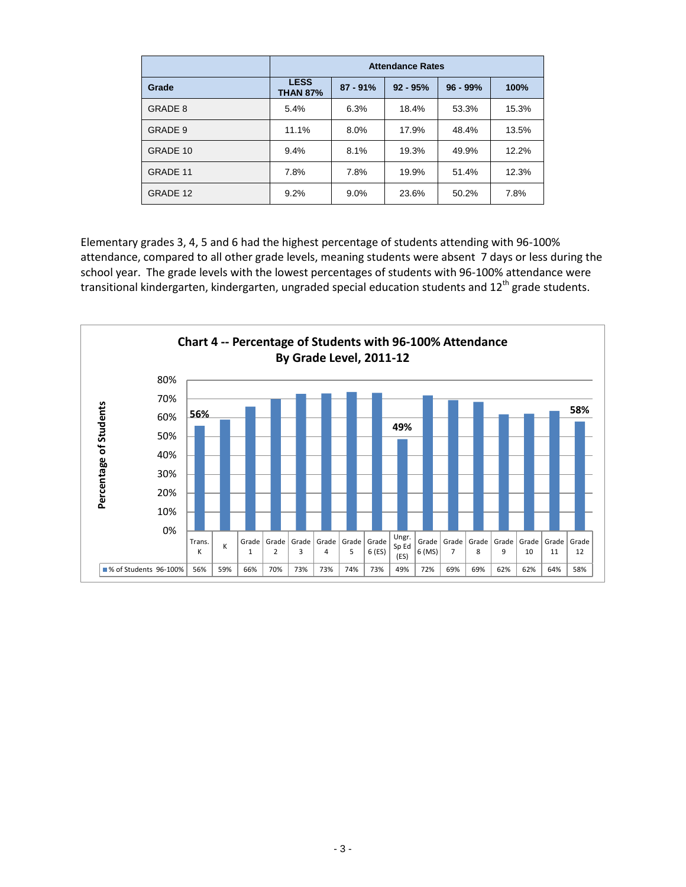| | Attendance Rates | | | | |
|---|---|---|---|---|---|
| **Grade** | **LESS THAN 87%** | **87 - 91%** | **92 - 95%** | **96 - 99%** | **100%** |
| GRADE 8 | 5.4% | 6.3% | 18.4% | 53.3% | 15.3% |
| GRADE 9 | 11.1% | 8.0% | 17.9% | 48.4% | 13.5% |
| GRADE 10 | 9.4% | 8.1% | 19.3% | 49.9% | 12.2% |
| GRADE 11 | 7.8% | 7.8% | 19.9% | 51.4% | 12.3% |
| GRADE 12 | 9.2% | 9.0% | 23.6% | 50.2% | 7.8% |

Elementary grades 3, 4, 5 and 6 had the highest percentage of students attending with 96-100% attendance, compared to all other grade levels, meaning students were absent 7 days or less during the school year. The grade levels with the lowest percentages of students with 96-100% attendance were transitional kindergarten, kindergarten, ungraded special education students and 12th grade students.

**Chart 4 -- Percentage of Students with 96-100% Attendance By Grade Level, 2011-12**

| | Trans. K | K | Grade 1 | Grade 2 | Grade 3 | Grade 4 | Grade 5 | Grade 6 (ES) | Ungr. Sp Ed (ES) | Grade 6 (MS) | Grade 7 | Grade 8 | Grade 9 | Grade 10 | Grade 11 | Grade 12 |
|---|---|---|---|---|---|---|---|---|---|---|---|---|---|---|---|---|
| % of Students 96-100% | 56% | 59% | 66% | 70% | 73% | 73% | 74% | 73% | 49% | 72% | 69% | 69% | 62% | 62% | 64% | 58% |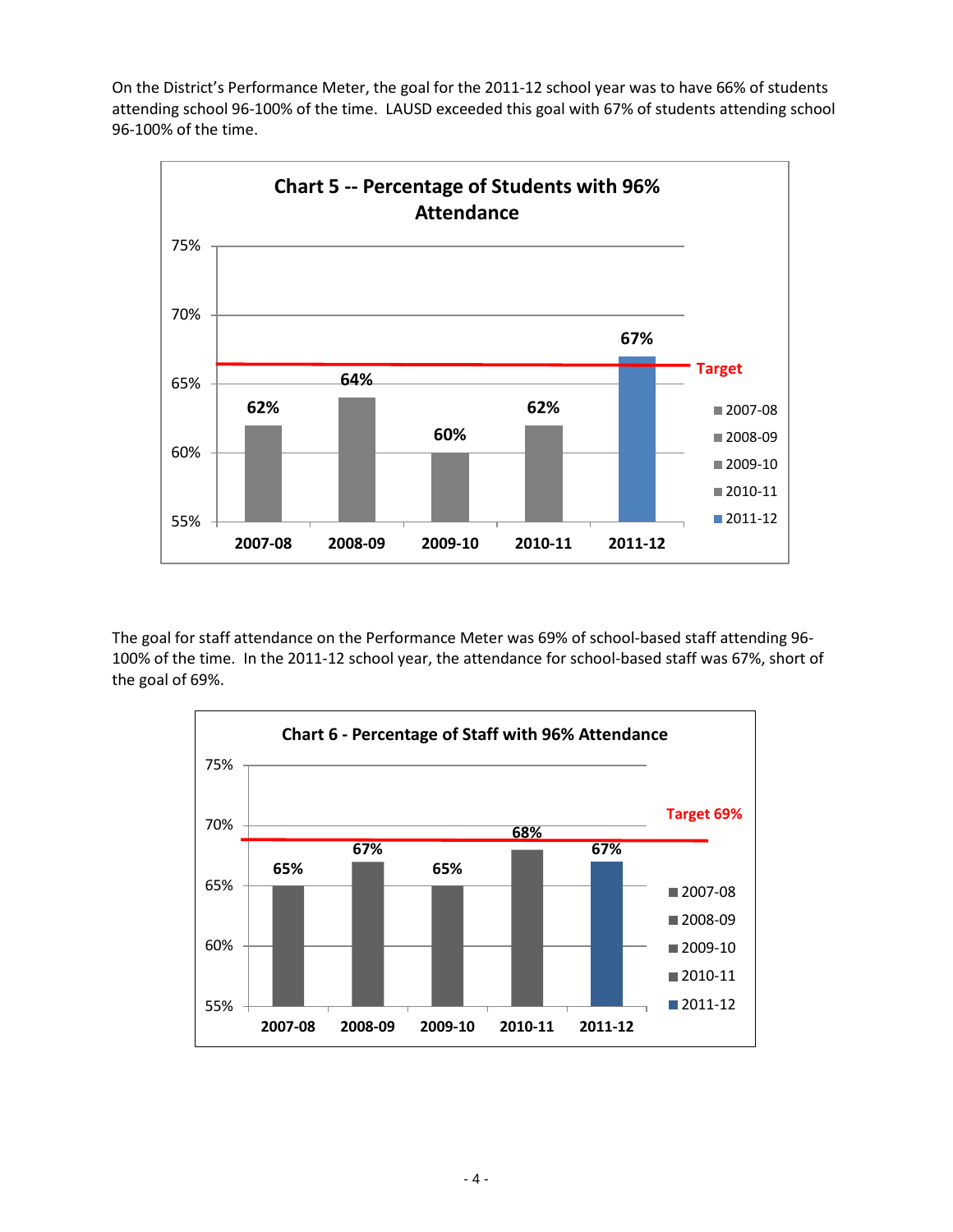On the District's Performance Meter, the goal for the 2011-12 school year was to have 66% of students attending school 96-100% of the time. LAUSD exceeded this goal with 67% of students attending school 96-100% of the time.

**Chart 5 -- Percentage of Students with 96% Attendance**

| School Year | Percentage |
| --- | --- |
| 2007-08 | 62% |
| 2008-09 | 64% |
| 2009-10 | 60% |
| 2010-11 | 62% |
| 2011-12 | 67% |

Target

The goal for staff attendance on the Performance Meter was 69% of school-based staff attending 96-100% of the time. In the 2011-12 school year, the attendance for school-based staff was 67%, short of the goal of 69%.

**Chart 6 - Percentage of Staff with 96% Attendance**

| School Year | Percentage |
| --- | --- |
| 2007-08 | 65% |
| 2008-09 | 67% |
| 2009-10 | 65% |
| 2010-11 | 68% |
| 2011-12 | 67% |

Target 69%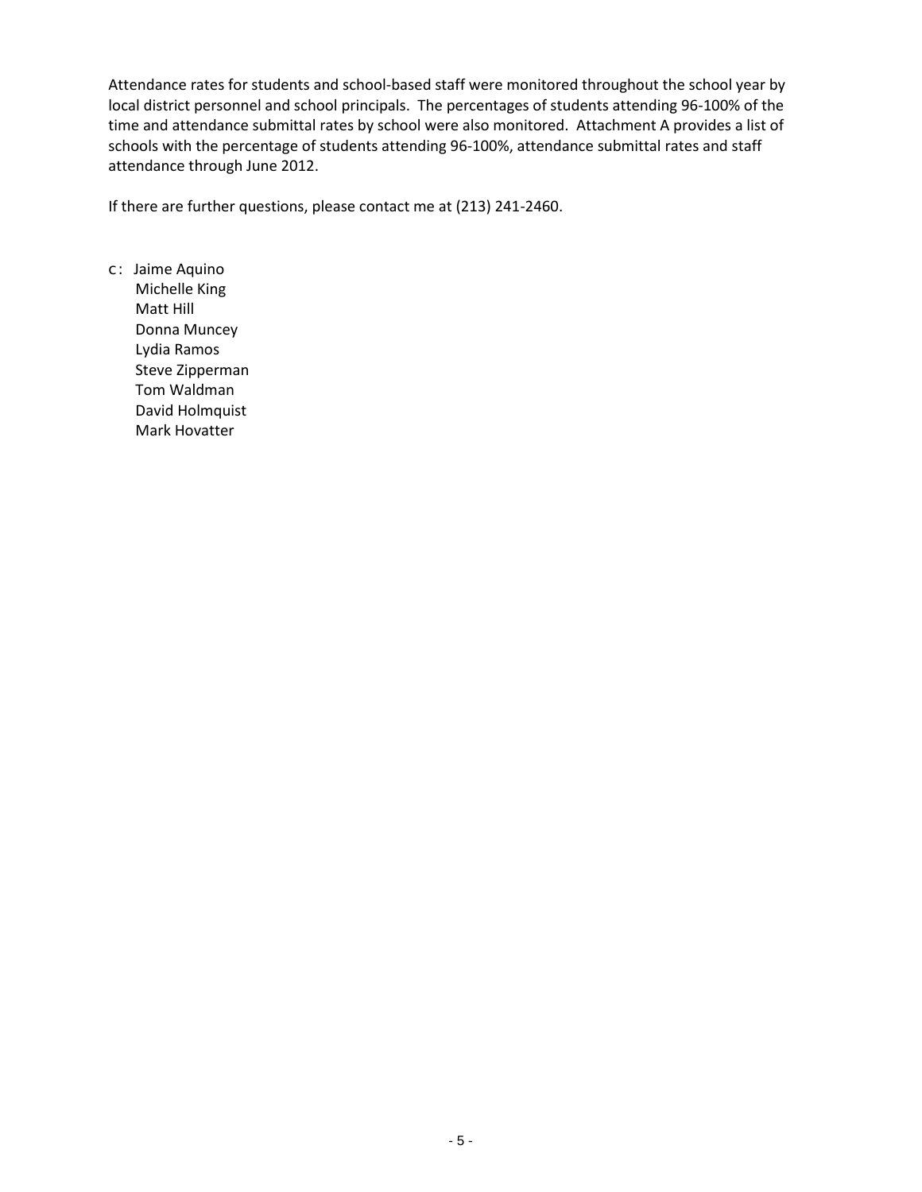Attendance rates for students and school-based staff were monitored throughout the school year by local district personnel and school principals. The percentages of students attending 96-100% of the time and attendance submittal rates by school were also monitored. Attachment A provides a list of schools with the percentage of students attending 96-100%, attendance submittal rates and staff attendance through June 2012.

If there are further questions, please contact me at (213) 241-2460.

c: Jaime Aquino
Michelle King
Matt Hill
Donna Muncey
Lydia Ramos
Steve Zipperman
Tom Waldman
David Holmquist
Mark Hovatter